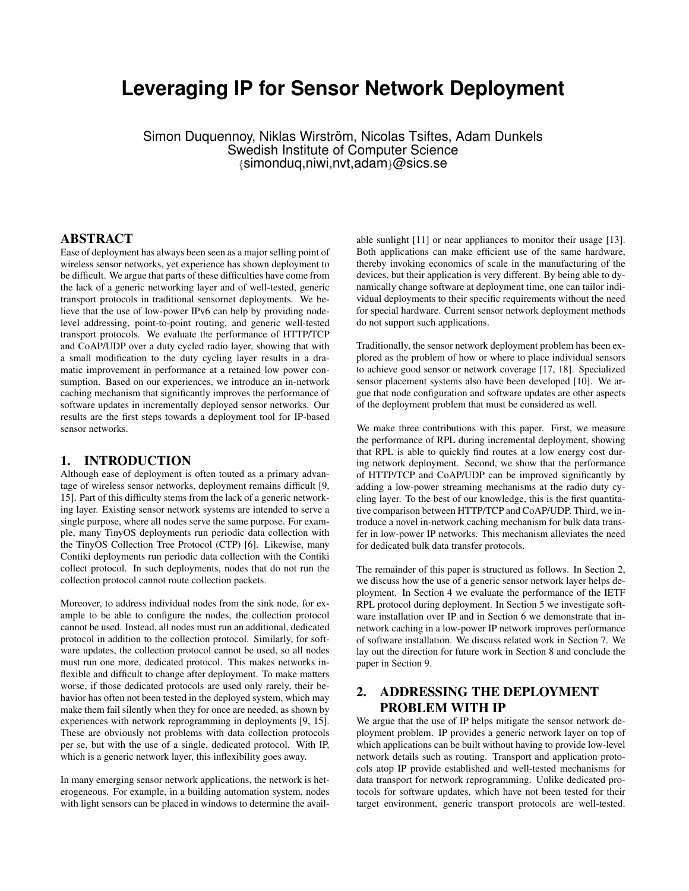# Leveraging IP for Sensor Network Deployment

Simon Duquennoy, Niklas Wirström, Nicolas Tsiftes, Adam Dunkels
Swedish Institute of Computer Science
{simonduq,niwi,nvt,adam}@sics.se

## ABSTRACT

Ease of deployment has always been seen as a major selling point of wireless sensor networks, yet experience has shown deployment to be difficult. We argue that parts of these difficulties have come from the lack of a generic networking layer and of well-tested, generic transport protocols in traditional sensornet deployments. We believe that the use of low-power IPv6 can help by providing node-level addressing, point-to-point routing, and generic well-tested transport protocols. We evaluate the performance of HTTP/TCP and CoAP/UDP over a duty cycled radio layer, showing that with a small modification to the duty cycling layer results in a dramatic improvement in performance at a retained low power consumption. Based on our experiences, we introduce an in-network caching mechanism that significantly improves the performance of software updates in incrementally deployed sensor networks. Our results are the first steps towards a deployment tool for IP-based sensor networks.

## 1. INTRODUCTION

Although ease of deployment is often touted as a primary advantage of wireless sensor networks, deployment remains difficult [9, 15]. Part of this difficulty stems from the lack of a generic networking layer. Existing sensor network systems are intended to serve a single purpose, where all nodes serve the same purpose. For example, many TinyOS deployments run periodic data collection with the TinyOS Collection Tree Protocol (CTP) [6]. Likewise, many Contiki deployments run periodic data collection with the Contiki collect protocol. In such deployments, nodes that do not run the collection protocol cannot route collection packets.

Moreover, to address individual nodes from the sink node, for example to be able to configure the nodes, the collection protocol cannot be used. Instead, all nodes must run an additional, dedicated protocol in addition to the collection protocol. Similarly, for software updates, the collection protocol cannot be used, so all nodes must run one more, dedicated protocol. This makes networks inflexible and difficult to change after deployment. To make matters worse, if those dedicated protocols are used only rarely, their behavior has often not been tested in the deployed system, which may make them fail silently when they for once are needed, as shown by experiences with network reprogramming in deployments [9, 15]. These are obviously not problems with data collection protocols per se, but with the use of a single, dedicated protocol. With IP, which is a generic network layer, this inflexibility goes away.

In many emerging sensor network applications, the network is heterogeneous. For example, in a building automation system, nodes with light sensors can be placed in windows to determine the available sunlight [11] or near appliances to monitor their usage [13]. Both applications can make efficient use of the same hardware, thereby invoking economics of scale in the manufacturing of the devices, but their application is very different. By being able to dynamically change software at deployment time, one can tailor individual deployments to their specific requirements without the need for special hardware. Current sensor network deployment methods do not support such applications.

Traditionally, the sensor network deployment problem has been explored as the problem of how or where to place individual sensors to achieve good sensor or network coverage [17, 18]. Specialized sensor placement systems also have been developed [10]. We argue that node configuration and software updates are other aspects of the deployment problem that must be considered as well.

We make three contributions with this paper. First, we measure the performance of RPL during incremental deployment, showing that RPL is able to quickly find routes at a low energy cost during network deployment. Second, we show that the performance of HTTP/TCP and CoAP/UDP can be improved significantly by adding a low-power streaming mechanisms at the radio duty cycling layer. To the best of our knowledge, this is the first quantitative comparison between HTTP/TCP and CoAP/UDP. Third, we introduce a novel in-network caching mechanism for bulk data transfer in low-power IP networks. This mechanism alleviates the need for dedicated bulk data transfer protocols.

The remainder of this paper is structured as follows. In Section 2, we discuss how the use of a generic sensor network layer helps deployment. In Section 4 we evaluate the performance of the IETF RPL protocol during deployment. In Section 5 we investigate software installation over IP and in Section 6 we demonstrate that in-network caching in a low-power IP network improves performance of software installation. We discuss related work in Section 7. We lay out the direction for future work in Section 8 and conclude the paper in Section 9.

## 2. ADDRESSING THE DEPLOYMENT PROBLEM WITH IP

We argue that the use of IP helps mitigate the sensor network deployment problem. IP provides a generic network layer on top of which applications can be built without having to provide low-level network details such as routing. Transport and application protocols atop IP provide established and well-tested mechanisms for data transport for network reprogramming. Unlike dedicated protocols for software updates, which have not been tested for their target environment, generic transport protocols are well-tested.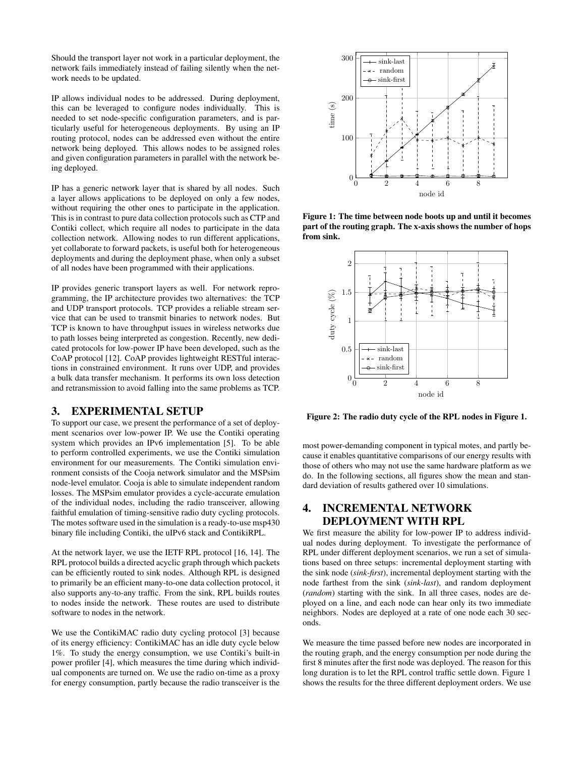Should the transport layer not work in a particular deployment, the network fails immediately instead of failing silently when the network needs to be updated.

IP allows individual nodes to be addressed. During deployment, this can be leveraged to configure nodes individually. This is needed to set node-specific configuration parameters, and is particularly useful for heterogeneous deployments. By using an IP routing protocol, nodes can be addressed even without the entire network being deployed. This allows nodes to be assigned roles and given configuration parameters in parallel with the network being deployed.

IP has a generic network layer that is shared by all nodes. Such a layer allows applications to be deployed on only a few nodes, without requiring the other ones to participate in the application. This is in contrast to pure data collection protocols such as CTP and Contiki collect, which require all nodes to participate in the data collection network. Allowing nodes to run different applications, yet collaborate to forward packets, is useful both for heterogeneous deployments and during the deployment phase, when only a subset of all nodes have been programmed with their applications.

IP provides generic transport layers as well. For network reprogramming, the IP architecture provides two alternatives: the TCP and UDP transport protocols. TCP provides a reliable stream service that can be used to transmit binaries to network nodes. But TCP is known to have throughput issues in wireless networks due to path losses being interpreted as congestion. Recently, new dedicated protocols for low-power IP have been developed, such as the CoAP protocol [12]. CoAP provides lightweight RESTful interactions in constrained environment. It runs over UDP, and provides a bulk data transfer mechanism. It performs its own loss detection and retransmission to avoid falling into the same problems as TCP.

## 3. EXPERIMENTAL SETUP

To support our case, we present the performance of a set of deployment scenarios over low-power IP. We use the Contiki operating system which provides an IPv6 implementation [5]. To be able to perform controlled experiments, we use the Contiki simulation environment for our measurements. The Contiki simulation environment consists of the Cooja network simulator and the MSPsim node-level emulator. Cooja is able to simulate independent random losses. The MSPsim emulator provides a cycle-accurate emulation of the individual nodes, including the radio transceiver, allowing faithful emulation of timing-sensitive radio duty cycling protocols. The motes software used in the simulation is a ready-to-use msp430 binary file including Contiki, the uIPv6 stack and ContikiRPL.

At the network layer, we use the IETF RPL protocol [16, 14]. The RPL protocol builds a directed acyclic graph through which packets can be efficiently routed to sink nodes. Although RPL is designed to primarily be an efficient many-to-one data collection protocol, it also supports any-to-any traffic. From the sink, RPL builds routes to nodes inside the network. These routes are used to distribute software to nodes in the network.

We use the ContikiMAC radio duty cycling protocol [3] because of its energy efficiency: ContikiMAC has an idle duty cycle below 1%. To study the energy consumption, we use Contiki's built-in power profiler [4], which measures the time during which individual components are turned on. We use the radio on-time as a proxy for energy consumption, partly because the radio transceiver is the most power-demanding component in typical motes, and partly because it enables quantitative comparisons of our energy results with those of others who may not use the same hardware platform as we do. In the following sections, all figures show the mean and standard deviation of results gathered over 10 simulations.

**Figure 1: The time between node boots up and until it becomes part of the routing graph. The x-axis shows the number of hops from sink.**

**Figure 2: The radio duty cycle of the RPL nodes in Figure 1.**

## 4. INCREMENTAL NETWORK DEPLOYMENT WITH RPL

We first measure the ability for low-power IP to address individual nodes during deployment. To investigate the performance of RPL under different deployment scenarios, we run a set of simulations based on three setups: incremental deployment starting with the sink node (*sink-first*), incremental deployment starting with the node farthest from the sink (*sink-last*), and random deployment (*random*) starting with the sink. In all three cases, nodes are deployed on a line, and each node can hear only its two immediate neighbors. Nodes are deployed at a rate of one node each 30 seconds.

We measure the time passed before new nodes are incorporated in the routing graph, and the energy consumption per node during the first 8 minutes after the first node was deployed. The reason for this long duration is to let the RPL control traffic settle down. Figure 1 shows the results for the three different deployment orders. We use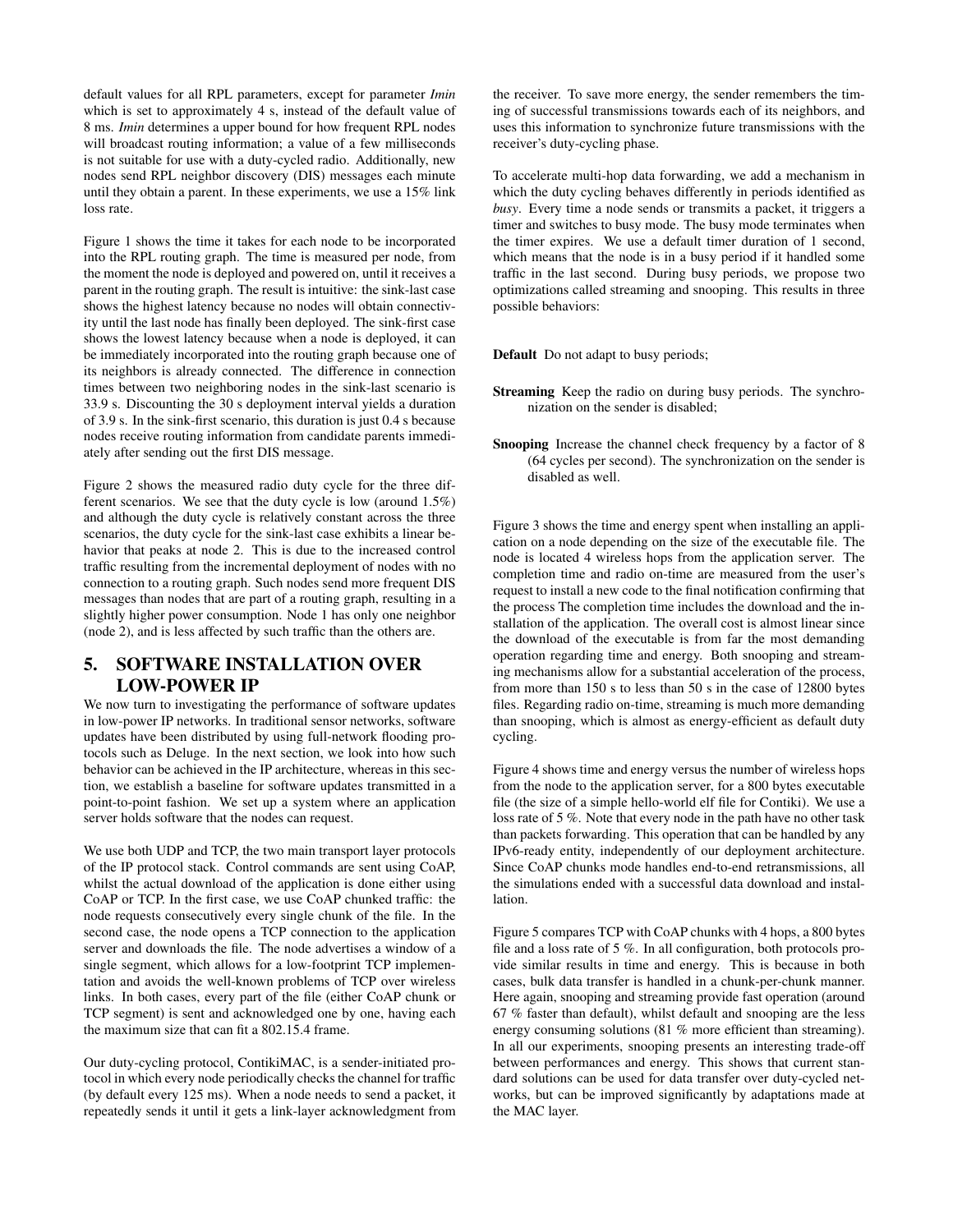default values for all RPL parameters, except for parameter *Imin* which is set to approximately 4 s, instead of the default value of 8 ms. *Imin* determines a upper bound for how frequent RPL nodes will broadcast routing information; a value of a few milliseconds is not suitable for use with a duty-cycled radio. Additionally, new nodes send RPL neighbor discovery (DIS) messages each minute until they obtain a parent. In these experiments, we use a 15% link loss rate.

Figure 1 shows the time it takes for each node to be incorporated into the RPL routing graph. The time is measured per node, from the moment the node is deployed and powered on, until it receives a parent in the routing graph. The result is intuitive: the sink-last case shows the highest latency because no nodes will obtain connectivity until the last node has finally been deployed. The sink-first case shows the lowest latency because when a node is deployed, it can be immediately incorporated into the routing graph because one of its neighbors is already connected. The difference in connection times between two neighboring nodes in the sink-last scenario is 33.9 s. Discounting the 30 s deployment interval yields a duration of 3.9 s. In the sink-first scenario, this duration is just 0.4 s because nodes receive routing information from candidate parents immediately after sending out the first DIS message.

Figure 2 shows the measured radio duty cycle for the three different scenarios. We see that the duty cycle is low (around 1.5%) and although the duty cycle is relatively constant across the three scenarios, the duty cycle for the sink-last case exhibits a linear behavior that peaks at node 2. This is due to the increased control traffic resulting from the incremental deployment of nodes with no connection to a routing graph. Such nodes send more frequent DIS messages than nodes that are part of a routing graph, resulting in a slightly higher power consumption. Node 1 has only one neighbor (node 2), and is less affected by such traffic than the others are.

# 5. SOFTWARE INSTALLATION OVER LOW-POWER IP

We now turn to investigating the performance of software updates in low-power IP networks. In traditional sensor networks, software updates have been distributed by using full-network flooding protocols such as Deluge. In the next section, we look into how such behavior can be achieved in the IP architecture, whereas in this section, we establish a baseline for software updates transmitted in a point-to-point fashion. We set up a system where an application server holds software that the nodes can request.

We use both UDP and TCP, the two main transport layer protocols of the IP protocol stack. Control commands are sent using CoAP, whilst the actual download of the application is done either using CoAP or TCP. In the first case, we use CoAP chunked traffic: the node requests consecutively every single chunk of the file. In the second case, the node opens a TCP connection to the application server and downloads the file. The node advertises a window of a single segment, which allows for a low-footprint TCP implementation and avoids the well-known problems of TCP over wireless links. In both cases, every part of the file (either CoAP chunk or TCP segment) is sent and acknowledged one by one, having each the maximum size that can fit a 802.15.4 frame.

Our duty-cycling protocol, ContikiMAC, is a sender-initiated protocol in which every node periodically checks the channel for traffic (by default every 125 ms). When a node needs to send a packet, it repeatedly sends it until it gets a link-layer acknowledgment from the receiver. To save more energy, the sender remembers the timing of successful transmissions towards each of its neighbors, and uses this information to synchronize future transmissions with the receiver's duty-cycling phase.

To accelerate multi-hop data forwarding, we add a mechanism in which the duty cycling behaves differently in periods identified as *busy*. Every time a node sends or transmits a packet, it triggers a timer and switches to busy mode. The busy mode terminates when the timer expires. We use a default timer duration of 1 second, which means that the node is in a busy period if it handled some traffic in the last second. During busy periods, we propose two optimizations called streaming and snooping. This results in three possible behaviors:

**Default** Do not adapt to busy periods;

**Streaming** Keep the radio on during busy periods. The synchronization on the sender is disabled;

**Snooping** Increase the channel check frequency by a factor of 8 (64 cycles per second). The synchronization on the sender is disabled as well.

Figure 3 shows the time and energy spent when installing an application on a node depending on the size of the executable file. The node is located 4 wireless hops from the application server. The completion time and radio on-time are measured from the user's request to install a new code to the final notification confirming that the process The completion time includes the download and the installation of the application. The overall cost is almost linear since the download of the executable is from far the most demanding operation regarding time and energy. Both snooping and streaming mechanisms allow for a substantial acceleration of the process, from more than 150 s to less than 50 s in the case of 12800 bytes files. Regarding radio on-time, streaming is much more demanding than snooping, which is almost as energy-efficient as default duty cycling.

Figure 4 shows time and energy versus the number of wireless hops from the node to the application server, for a 800 bytes executable file (the size of a simple hello-world elf file for Contiki). We use a loss rate of 5 %. Note that every node in the path have no other task than packets forwarding. This operation that can be handled by any IPv6-ready entity, independently of our deployment architecture. Since CoAP chunks mode handles end-to-end retransmissions, all the simulations ended with a successful data download and installation.

Figure 5 compares TCP with CoAP chunks with 4 hops, a 800 bytes file and a loss rate of 5 %. In all configuration, both protocols provide similar results in time and energy. This is because in both cases, bulk data transfer is handled in a chunk-per-chunk manner. Here again, snooping and streaming provide fast operation (around 67 % faster than default), whilst default and snooping are the less energy consuming solutions (81 % more efficient than streaming). In all our experiments, snooping presents an interesting trade-off between performances and energy. This shows that current standard solutions can be used for data transfer over duty-cycled networks, but can be improved significantly by adaptations made at the MAC layer.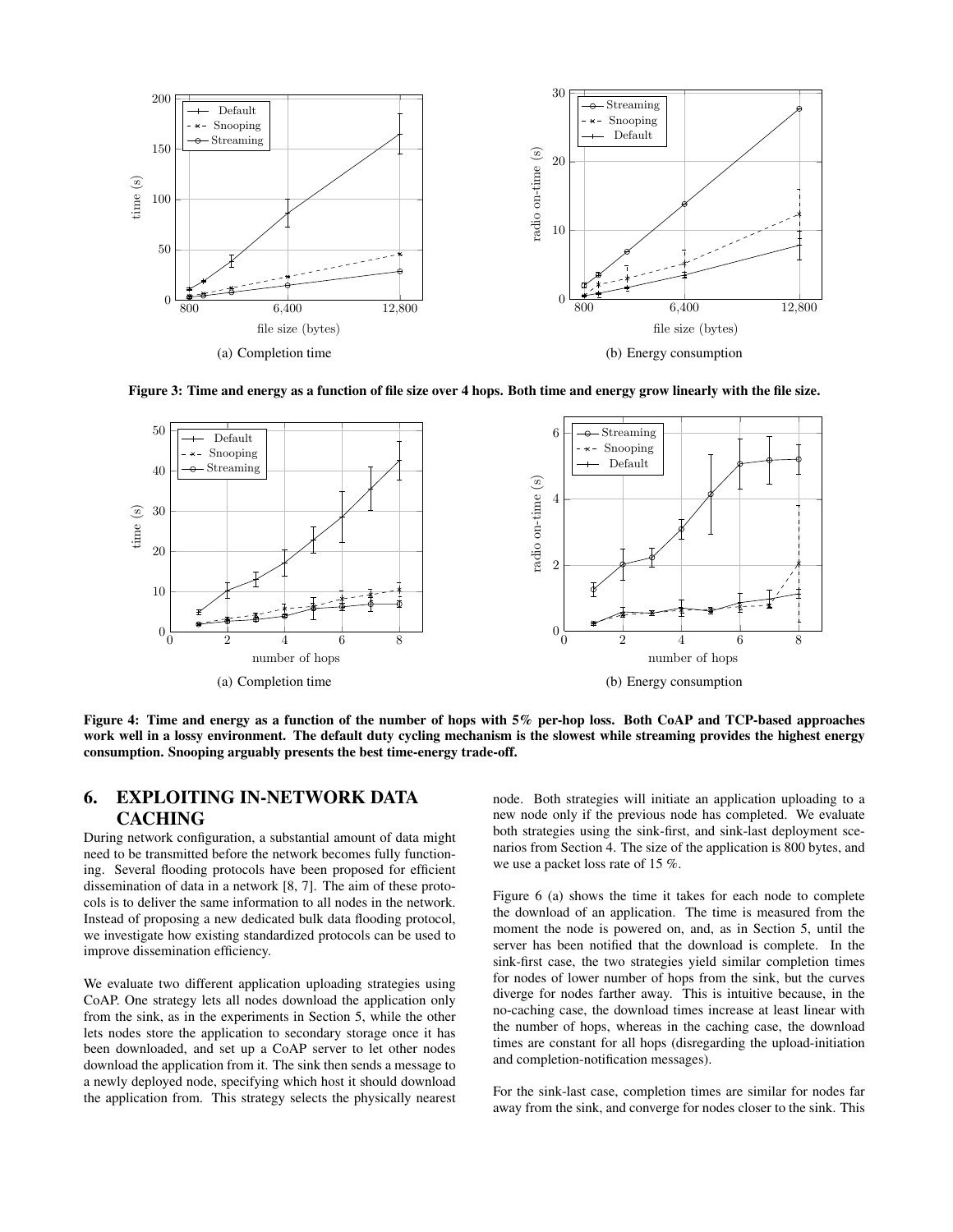(a) Completion time

(b) Energy consumption

**Figure 3: Time and energy as a function of file size over 4 hops. Both time and energy grow linearly with the file size.**

(a) Completion time

(b) Energy consumption

**Figure 4: Time and energy as a function of the number of hops with 5% per-hop loss. Both CoAP and TCP-based approaches work well in a lossy environment. The default duty cycling mechanism is the slowest while streaming provides the highest energy consumption. Snooping arguably presents the best time-energy trade-off.**

## 6. EXPLOITING IN-NETWORK DATA CACHING

During network configuration, a substantial amount of data might need to be transmitted before the network becomes fully functioning. Several flooding protocols have been proposed for efficient dissemination of data in a network [8, 7]. The aim of these protocols is to deliver the same information to all nodes in the network. Instead of proposing a new dedicated bulk data flooding protocol, we investigate how existing standardized protocols can be used to improve dissemination efficiency.

We evaluate two different application uploading strategies using CoAP. One strategy lets all nodes download the application only from the sink, as in the experiments in Section 5, while the other lets nodes store the application to secondary storage once it has been downloaded, and set up a CoAP server to let other nodes download the application from it. The sink then sends a message to a newly deployed node, specifying which host it should download the application from. This strategy selects the physically nearest node. Both strategies will initiate an application uploading to a new node only if the previous node has completed. We evaluate both strategies using the sink-first, and sink-last deployment scenarios from Section 4. The size of the application is 800 bytes, and we use a packet loss rate of 15 %.

Figure 6 (a) shows the time it takes for each node to complete the download of an application. The time is measured from the moment the node is powered on, and, as in Section 5, until the server has been notified that the download is complete. In the sink-first case, the two strategies yield similar completion times for nodes of lower number of hops from the sink, but the curves diverge for nodes farther away. This is intuitive because, in the no-caching case, the download times increase at least linear with the number of hops, whereas in the caching case, the download times are constant for all hops (disregarding the upload-initiation and completion-notification messages).

For the sink-last case, completion times are similar for nodes far away from the sink, and converge for nodes closer to the sink. This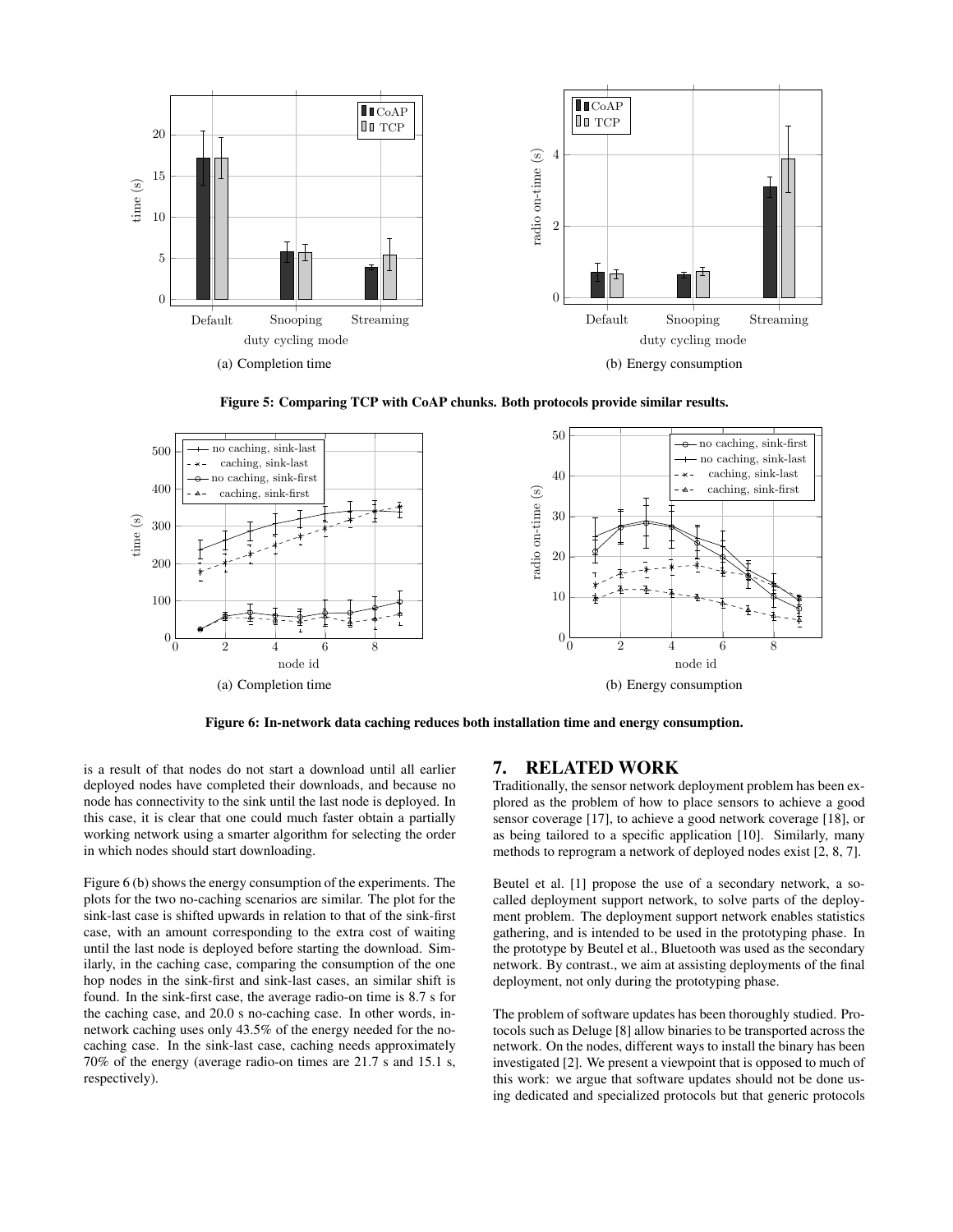(a) Completion time

(b) Energy consumption

**Figure 5: Comparing TCP with CoAP chunks. Both protocols provide similar results.**

(a) Completion time

(b) Energy consumption

**Figure 6: In-network data caching reduces both installation time and energy consumption.**

is a result of that nodes do not start a download until all earlier deployed nodes have completed their downloads, and because no node has connectivity to the sink until the last node is deployed. In this case, it is clear that one could much faster obtain a partially working network using a smarter algorithm for selecting the order in which nodes should start downloading.

Figure 6 (b) shows the energy consumption of the experiments. The plots for the two no-caching scenarios are similar. The plot for the sink-last case is shifted upwards in relation to that of the sink-first case, with an amount corresponding to the extra cost of waiting until the last node is deployed before starting the download. Similarly, in the caching case, comparing the consumption of the one hop nodes in the sink-first and sink-last cases, an similar shift is found. In the sink-first case, the average radio-on time is 8.7 s for the caching case, and 20.0 s no-caching case. In other words, in-network caching uses only 43.5% of the energy needed for the no-caching case. In the sink-last case, caching needs approximately 70% of the energy (average radio-on times are 21.7 s and 15.1 s, respectively).

# 7. RELATED WORK

Traditionally, the sensor network deployment problem has been explored as the problem of how to place sensors to achieve a good sensor coverage [17], to achieve a good network coverage [18], or as being tailored to a specific application [10]. Similarly, many methods to reprogram a network of deployed nodes exist [2, 8, 7].

Beutel et al. [1] propose the use of a secondary network, a so-called deployment support network, to solve parts of the deployment problem. The deployment support network enables statistics gathering, and is intended to be used in the prototyping phase. In the prototype by Beutel et al., Bluetooth was used as the secondary network. By contrast., we aim at assisting deployments of the final deployment, not only during the prototyping phase.

The problem of software updates has been thoroughly studied. Protocols such as Deluge [8] allow binaries to be transported across the network. On the nodes, different ways to install the binary has been investigated [2]. We present a viewpoint that is opposed to much of this work: we argue that software updates should not be done using dedicated and specialized protocols but that generic protocols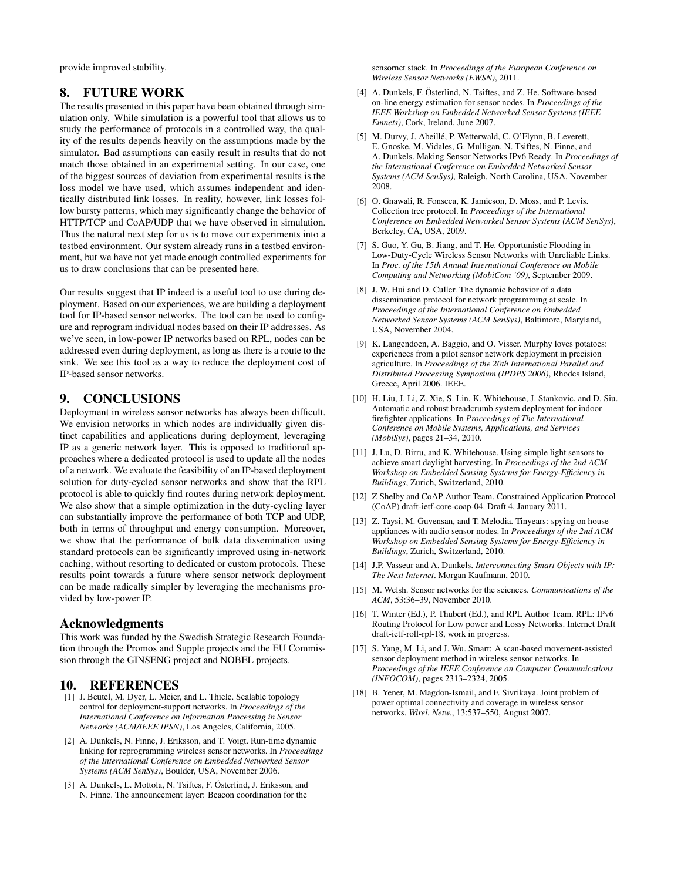provide improved stability.

## 8. FUTURE WORK

The results presented in this paper have been obtained through simulation only. While simulation is a powerful tool that allows us to study the performance of protocols in a controlled way, the quality of the results depends heavily on the assumptions made by the simulator. Bad assumptions can easily result in results that do not match those obtained in an experimental setting. In our case, one of the biggest sources of deviation from experimental results is the loss model we have used, which assumes independent and identically distributed link losses. In reality, however, link losses follow bursty patterns, which may significantly change the behavior of HTTP/TCP and CoAP/UDP that we have observed in simulation. Thus the natural next step for us is to move our experiments into a testbed environment. Our system already runs in a testbed environment, but we have not yet made enough controlled experiments for us to draw conclusions that can be presented here.

Our results suggest that IP indeed is a useful tool to use during deployment. Based on our experiences, we are building a deployment tool for IP-based sensor networks. The tool can be used to configure and reprogram individual nodes based on their IP addresses. As we've seen, in low-power IP networks based on RPL, nodes can be addressed even during deployment, as long as there is a route to the sink. We see this tool as a way to reduce the deployment cost of IP-based sensor networks.

## 9. CONCLUSIONS

Deployment in wireless sensor networks has always been difficult. We envision networks in which nodes are individually given distinct capabilities and applications during deployment, leveraging IP as a generic network layer. This is opposed to traditional approaches where a dedicated protocol is used to update all the nodes of a network. We evaluate the feasibility of an IP-based deployment solution for duty-cycled sensor networks and show that the RPL protocol is able to quickly find routes during network deployment. We also show that a simple optimization in the duty-cycling layer can substantially improve the performance of both TCP and UDP, both in terms of throughput and energy consumption. Moreover, we show that the performance of bulk data dissemination using standard protocols can be significantly improved using in-network caching, without resorting to dedicated or custom protocols. These results point towards a future where sensor network deployment can be made radically simpler by leveraging the mechanisms provided by low-power IP.

## Acknowledgments

This work was funded by the Swedish Strategic Research Foundation through the Promos and Supple projects and the EU Commission through the GINSENG project and NOBEL projects.

## 10. REFERENCES

[1] J. Beutel, M. Dyer, L. Meier, and L. Thiele. Scalable topology control for deployment-support networks. In *Proceedings of the International Conference on Information Processing in Sensor Networks (ACM/IEEE IPSN)*, Los Angeles, California, 2005.

[2] A. Dunkels, N. Finne, J. Eriksson, and T. Voigt. Run-time dynamic linking for reprogramming wireless sensor networks. In *Proceedings of the International Conference on Embedded Networked Sensor Systems (ACM SenSys)*, Boulder, USA, November 2006.

[3] A. Dunkels, L. Mottola, N. Tsiftes, F. Österlind, J. Eriksson, and N. Finne. The announcement layer: Beacon coordination for the sensornet stack. In *Proceedings of the European Conference on Wireless Sensor Networks (EWSN)*, 2011.

[4] A. Dunkels, F. Österlind, N. Tsiftes, and Z. He. Software-based on-line energy estimation for sensor nodes. In *Proceedings of the IEEE Workshop on Embedded Networked Sensor Systems (IEEE Emnets)*, Cork, Ireland, June 2007.

[5] M. Durvy, J. Abeillé, P. Wetterwald, C. O'Flynn, B. Leverett, E. Gnoske, M. Vidales, G. Mulligan, N. Tsiftes, N. Finne, and A. Dunkels. Making Sensor Networks IPv6 Ready. In *Proceedings of the International Conference on Embedded Networked Sensor Systems (ACM SenSys)*, Raleigh, North Carolina, USA, November 2008.

[6] O. Gnawali, R. Fonseca, K. Jamieson, D. Moss, and P. Levis. Collection tree protocol. In *Proceedings of the International Conference on Embedded Networked Sensor Systems (ACM SenSys)*, Berkeley, CA, USA, 2009.

[7] S. Guo, Y. Gu, B. Jiang, and T. He. Opportunistic Flooding in Low-Duty-Cycle Wireless Sensor Networks with Unreliable Links. In *Proc. of the 15th Annual International Conference on Mobile Computing and Networking (MobiCom '09)*, September 2009.

[8] J. W. Hui and D. Culler. The dynamic behavior of a data dissemination protocol for network programming at scale. In *Proceedings of the International Conference on Embedded Networked Sensor Systems (ACM SenSys)*, Baltimore, Maryland, USA, November 2004.

[9] K. Langendoen, A. Baggio, and O. Visser. Murphy loves potatoes: experiences from a pilot sensor network deployment in precision agriculture. In *Proceedings of the 20th International Parallel and Distributed Processing Symposium (IPDPS 2006)*, Rhodes Island, Greece, April 2006. IEEE.

[10] H. Liu, J. Li, Z. Xie, S. Lin, K. Whitehouse, J. Stankovic, and D. Siu. Automatic and robust breadcrumb system deployment for indoor firefighter applications. In *Proceedings of The International Conference on Mobile Systems, Applications, and Services (MobiSys)*, pages 21–34, 2010.

[11] J. Lu, D. Birru, and K. Whitehouse. Using simple light sensors to achieve smart daylight harvesting. In *Proceedings of the 2nd ACM Workshop on Embedded Sensing Systems for Energy-Efficiency in Buildings*, Zurich, Switzerland, 2010.

[12] Z Shelby and CoAP Author Team. Constrained Application Protocol (CoAP) draft-ietf-core-coap-04. Draft 4, January 2011.

[13] Z. Taysi, M. Guvensan, and T. Melodia. Tinyears: spying on house appliances with audio sensor nodes. In *Proceedings of the 2nd ACM Workshop on Embedded Sensing Systems for Energy-Efficiency in Buildings*, Zurich, Switzerland, 2010.

[14] J.P. Vasseur and A. Dunkels. *Interconnecting Smart Objects with IP: The Next Internet*. Morgan Kaufmann, 2010.

[15] M. Welsh. Sensor networks for the sciences. *Communications of the ACM*, 53:36–39, November 2010.

[16] T. Winter (Ed.), P. Thubert (Ed.), and RPL Author Team. RPL: IPv6 Routing Protocol for Low power and Lossy Networks. Internet Draft draft-ietf-roll-rpl-18, work in progress.

[17] S. Yang, M. Li, and J. Wu. Smart: A scan-based movement-assisted sensor deployment method in wireless sensor networks. In *Proceedings of the IEEE Conference on Computer Communications (INFOCOM)*, pages 2313–2324, 2005.

[18] B. Yener, M. Magdon-Ismail, and F. Sivrikaya. Joint problem of power optimal connectivity and coverage in wireless sensor networks. *Wirel. Netw.*, 13:537–550, August 2007.